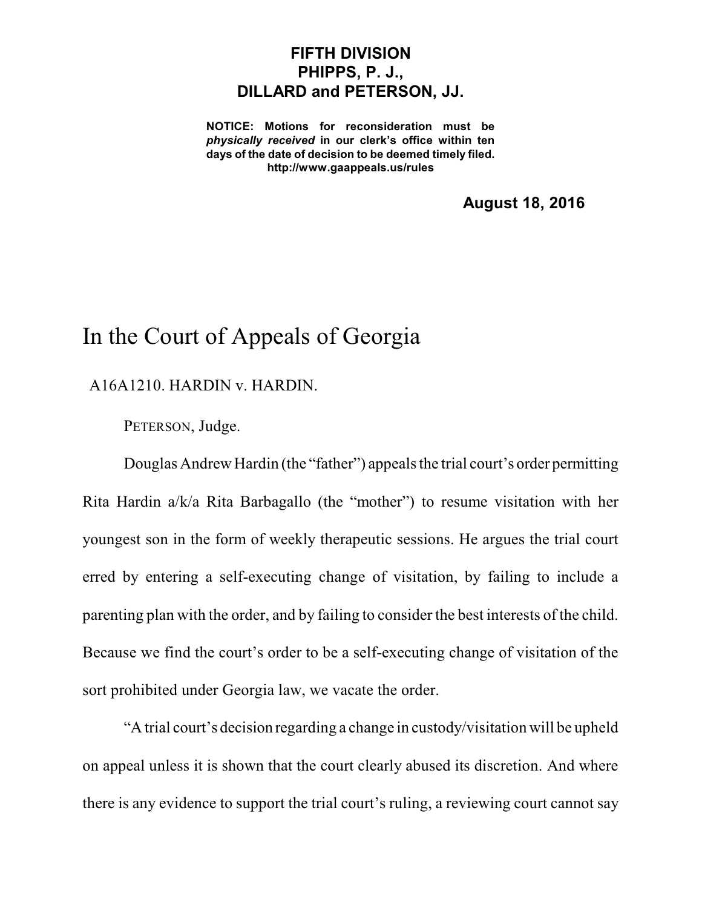**FIFTH DIVISION**
**PHIPPS, P. J.,**
**DILLARD and PETERSON, JJ.**

**NOTICE: Motions for reconsideration must be *physically received* in our clerk's office within ten days of the date of decision to be deemed timely filed.**
**http://www.gaappeals.us/rules**

**August 18, 2016**

# In the Court of Appeals of Georgia

A16A1210. HARDIN v. HARDIN.

PETERSON, Judge.

Douglas Andrew Hardin (the "father") appeals the trial court's order permitting Rita Hardin a/k/a Rita Barbagallo (the "mother") to resume visitation with her youngest son in the form of weekly therapeutic sessions. He argues the trial court erred by entering a self-executing change of visitation, by failing to include a parenting plan with the order, and by failing to consider the best interests of the child. Because we find the court's order to be a self-executing change of visitation of the sort prohibited under Georgia law, we vacate the order.

"A trial court's decision regarding a change in custody/visitation will be upheld on appeal unless it is shown that the court clearly abused its discretion. And where there is any evidence to support the trial court's ruling, a reviewing court cannot say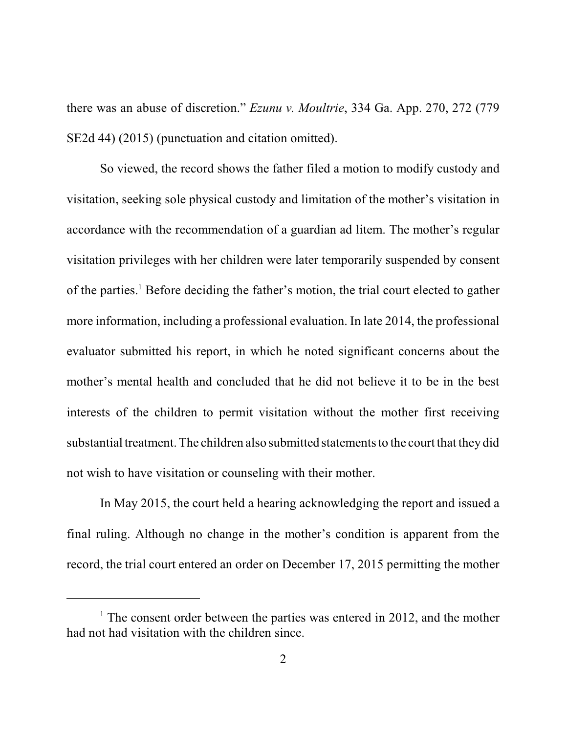there was an abuse of discretion." *Ezunu v. Moultrie*, 334 Ga. App. 270, 272 (779 SE2d 44) (2015) (punctuation and citation omitted).

So viewed, the record shows the father filed a motion to modify custody and visitation, seeking sole physical custody and limitation of the mother's visitation in accordance with the recommendation of a guardian ad litem. The mother's regular visitation privileges with her children were later temporarily suspended by consent of the parties.[1] Before deciding the father's motion, the trial court elected to gather more information, including a professional evaluation. In late 2014, the professional evaluator submitted his report, in which he noted significant concerns about the mother's mental health and concluded that he did not believe it to be in the best interests of the children to permit visitation without the mother first receiving substantial treatment. The children also submitted statements to the court that they did not wish to have visitation or counseling with their mother.

In May 2015, the court held a hearing acknowledging the report and issued a final ruling. Although no change in the mother's condition is apparent from the record, the trial court entered an order on December 17, 2015 permitting the mother

---

[1] The consent order between the parties was entered in 2012, and the mother had not had visitation with the children since.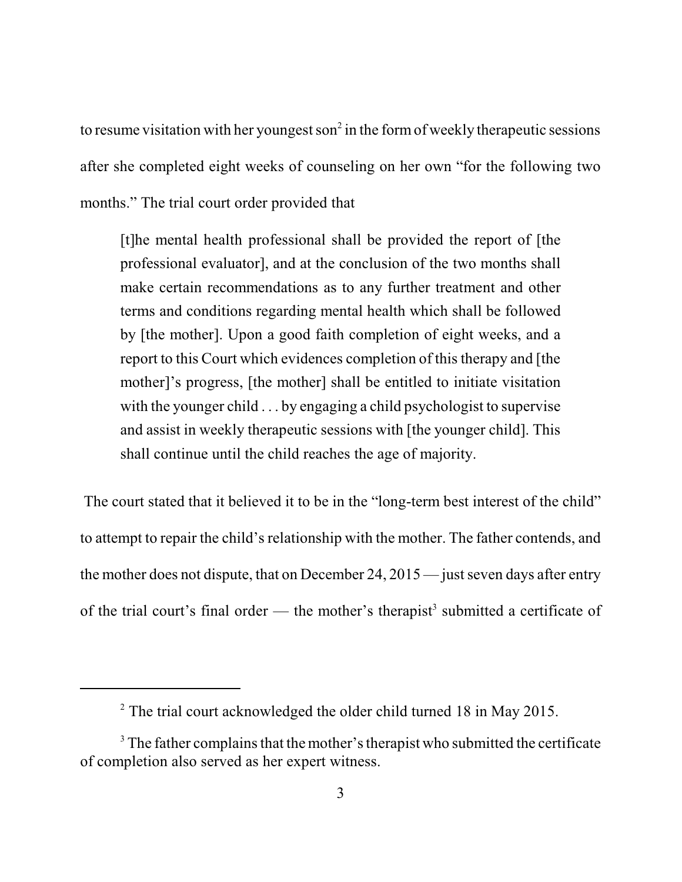to resume visitation with her youngest son[2] in the form of weekly therapeutic sessions after she completed eight weeks of counseling on her own "for the following two months." The trial court order provided that

> [t]he mental health professional shall be provided the report of [the professional evaluator], and at the conclusion of the two months shall make certain recommendations as to any further treatment and other terms and conditions regarding mental health which shall be followed by [the mother]. Upon a good faith completion of eight weeks, and a report to this Court which evidences completion of this therapy and [the mother]'s progress, [the mother] shall be entitled to initiate visitation with the younger child . . . by engaging a child psychologist to supervise and assist in weekly therapeutic sessions with [the younger child]. This shall continue until the child reaches the age of majority.

The court stated that it believed it to be in the "long-term best interest of the child" to attempt to repair the child's relationship with the mother. The father contends, and the mother does not dispute, that on December 24, 2015 — just seven days after entry of the trial court's final order — the mother's therapist[3] submitted a certificate of

---

[2] The trial court acknowledged the older child turned 18 in May 2015.

[3] The father complains that the mother's therapist who submitted the certificate of completion also served as her expert witness.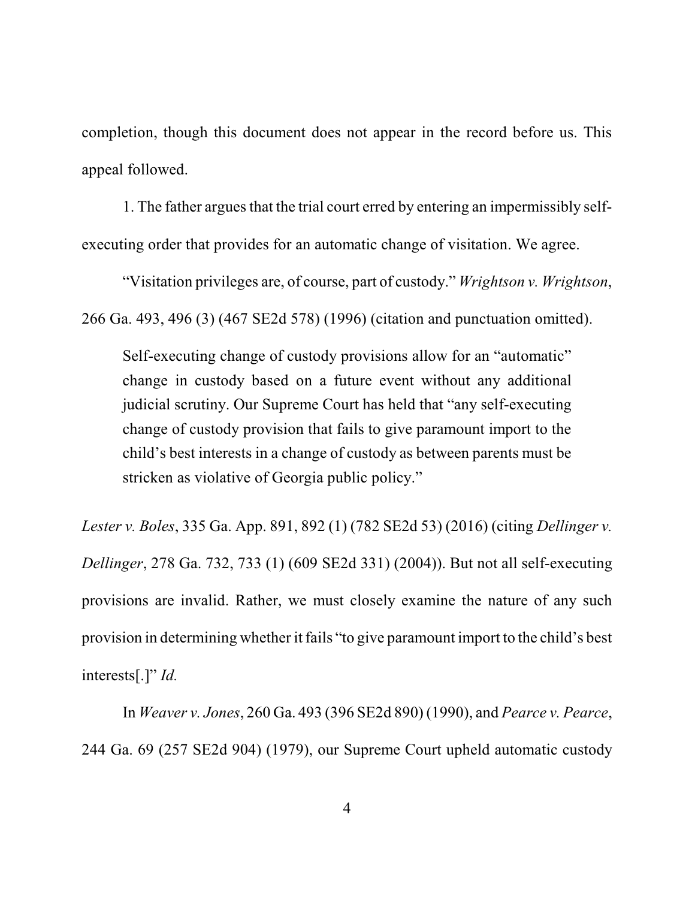completion, though this document does not appear in the record before us. This appeal followed.

1. The father argues that the trial court erred by entering an impermissibly self-executing order that provides for an automatic change of visitation. We agree.

"Visitation privileges are, of course, part of custody." *Wrightson v. Wrightson*, 266 Ga. 493, 496 (3) (467 SE2d 578) (1996) (citation and punctuation omitted).

> Self-executing change of custody provisions allow for an "automatic" change in custody based on a future event without any additional judicial scrutiny. Our Supreme Court has held that "any self-executing change of custody provision that fails to give paramount import to the child's best interests in a change of custody as between parents must be stricken as violative of Georgia public policy."

*Lester v. Boles*, 335 Ga. App. 891, 892 (1) (782 SE2d 53) (2016) (citing *Dellinger v. Dellinger*, 278 Ga. 732, 733 (1) (609 SE2d 331) (2004)). But not all self-executing provisions are invalid. Rather, we must closely examine the nature of any such provision in determining whether it fails "to give paramount import to the child's best interests[.]" *Id.*

In *Weaver v. Jones*, 260 Ga. 493 (396 SE2d 890) (1990), and *Pearce v. Pearce*, 244 Ga. 69 (257 SE2d 904) (1979), our Supreme Court upheld automatic custody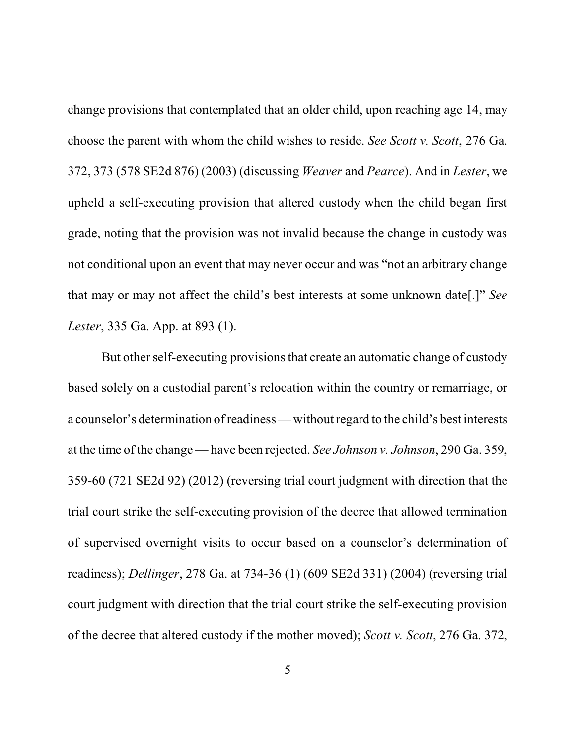change provisions that contemplated that an older child, upon reaching age 14, may choose the parent with whom the child wishes to reside. *See Scott v. Scott*, 276 Ga. 372, 373 (578 SE2d 876) (2003) (discussing *Weaver* and *Pearce*). And in *Lester*, we upheld a self-executing provision that altered custody when the child began first grade, noting that the provision was not invalid because the change in custody was not conditional upon an event that may never occur and was "not an arbitrary change that may or may not affect the child's best interests at some unknown date[.]" *See Lester*, 335 Ga. App. at 893 (1).

But other self-executing provisions that create an automatic change of custody based solely on a custodial parent's relocation within the country or remarriage, or a counselor's determination of readiness — without regard to the child's best interests at the time of the change — have been rejected. *See Johnson v. Johnson*, 290 Ga. 359, 359-60 (721 SE2d 92) (2012) (reversing trial court judgment with direction that the trial court strike the self-executing provision of the decree that allowed termination of supervised overnight visits to occur based on a counselor's determination of readiness); *Dellinger*, 278 Ga. at 734-36 (1) (609 SE2d 331) (2004) (reversing trial court judgment with direction that the trial court strike the self-executing provision of the decree that altered custody if the mother moved); *Scott v. Scott*, 276 Ga. 372,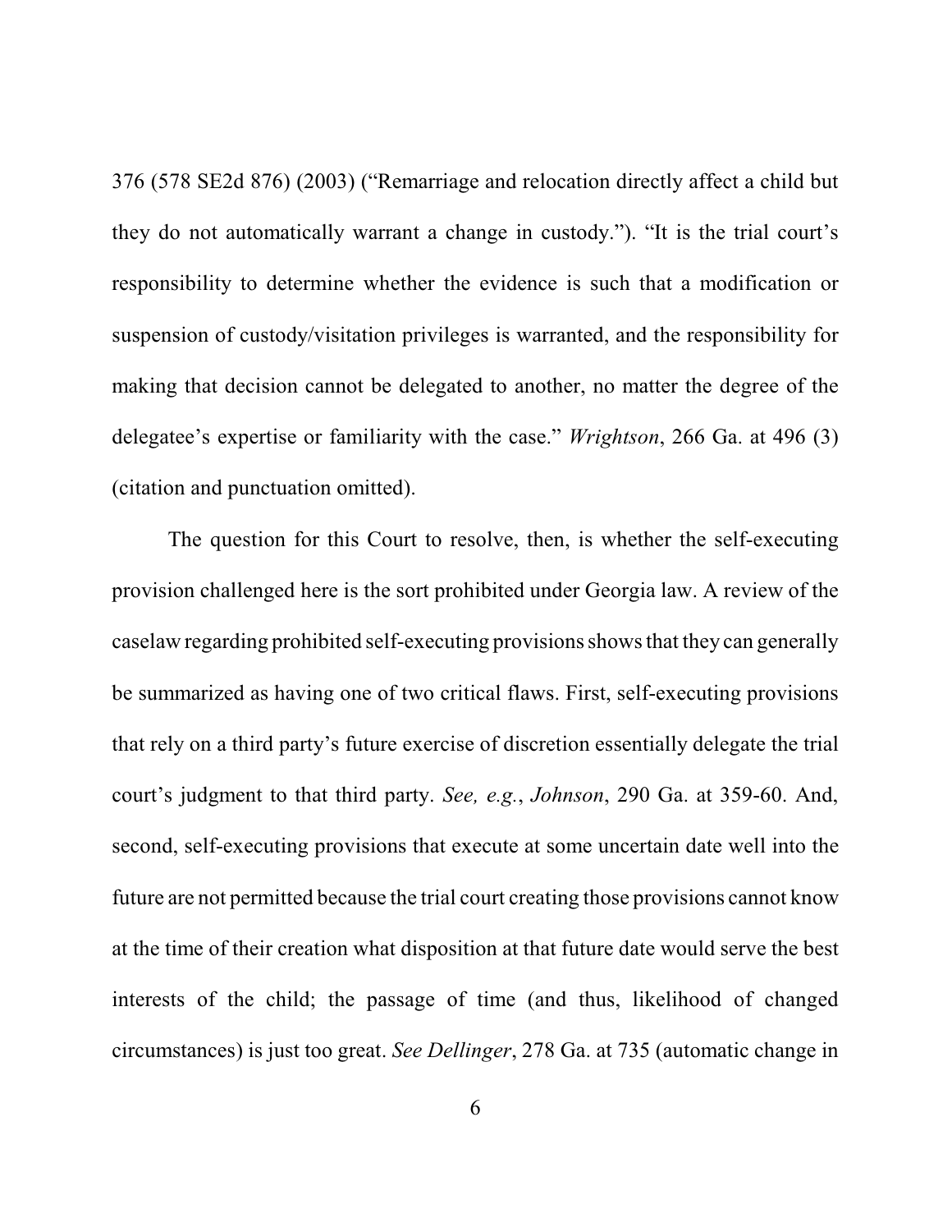376 (578 SE2d 876) (2003) ("Remarriage and relocation directly affect a child but they do not automatically warrant a change in custody."). "It is the trial court's responsibility to determine whether the evidence is such that a modification or suspension of custody/visitation privileges is warranted, and the responsibility for making that decision cannot be delegated to another, no matter the degree of the delegatee's expertise or familiarity with the case." *Wrightson*, 266 Ga. at 496 (3) (citation and punctuation omitted).

The question for this Court to resolve, then, is whether the self-executing provision challenged here is the sort prohibited under Georgia law. A review of the caselaw regarding prohibited self-executing provisions shows that they can generally be summarized as having one of two critical flaws. First, self-executing provisions that rely on a third party's future exercise of discretion essentially delegate the trial court's judgment to that third party. *See, e.g.*, *Johnson*, 290 Ga. at 359-60. And, second, self-executing provisions that execute at some uncertain date well into the future are not permitted because the trial court creating those provisions cannot know at the time of their creation what disposition at that future date would serve the best interests of the child; the passage of time (and thus, likelihood of changed circumstances) is just too great. *See Dellinger*, 278 Ga. at 735 (automatic change in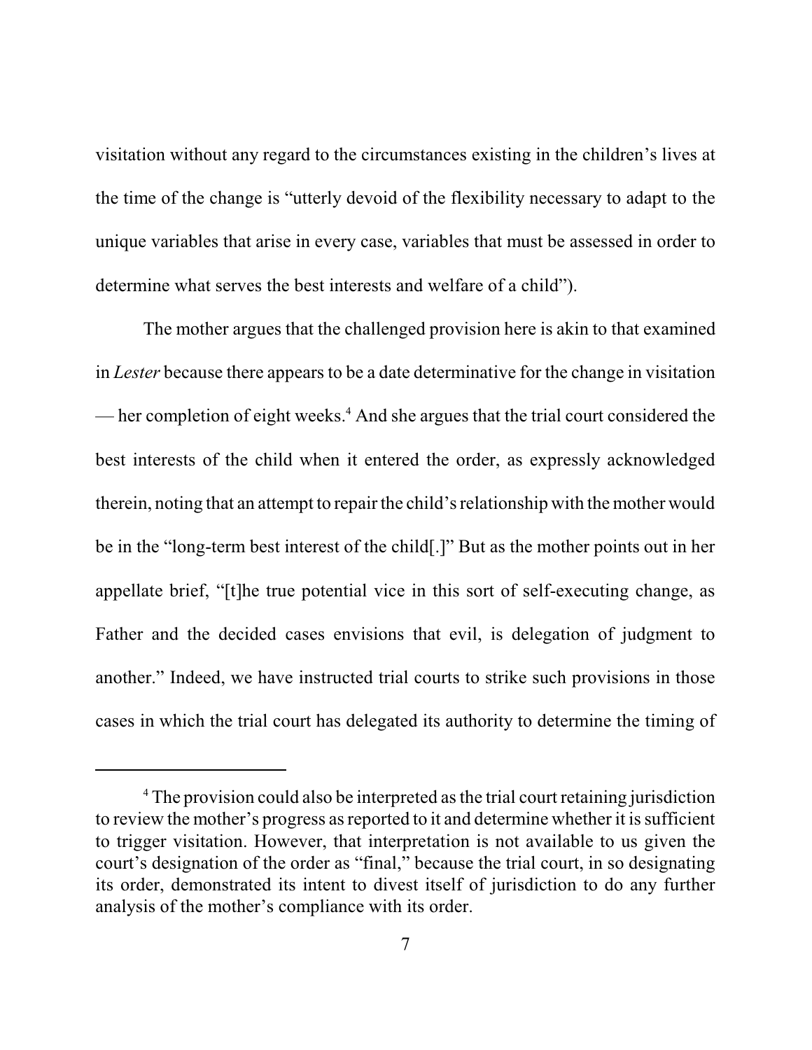visitation without any regard to the circumstances existing in the children's lives at the time of the change is "utterly devoid of the flexibility necessary to adapt to the unique variables that arise in every case, variables that must be assessed in order to determine what serves the best interests and welfare of a child").

The mother argues that the challenged provision here is akin to that examined in *Lester* because there appears to be a date determinative for the change in visitation — her completion of eight weeks.[4] And she argues that the trial court considered the best interests of the child when it entered the order, as expressly acknowledged therein, noting that an attempt to repair the child's relationship with the mother would be in the "long-term best interest of the child[.]" But as the mother points out in her appellate brief, "[t]he true potential vice in this sort of self-executing change, as Father and the decided cases envisions that evil, is delegation of judgment to another." Indeed, we have instructed trial courts to strike such provisions in those cases in which the trial court has delegated its authority to determine the timing of

[4] The provision could also be interpreted as the trial court retaining jurisdiction to review the mother's progress as reported to it and determine whether it is sufficient to trigger visitation. However, that interpretation is not available to us given the court's designation of the order as "final," because the trial court, in so designating its order, demonstrated its intent to divest itself of jurisdiction to do any further analysis of the mother's compliance with its order.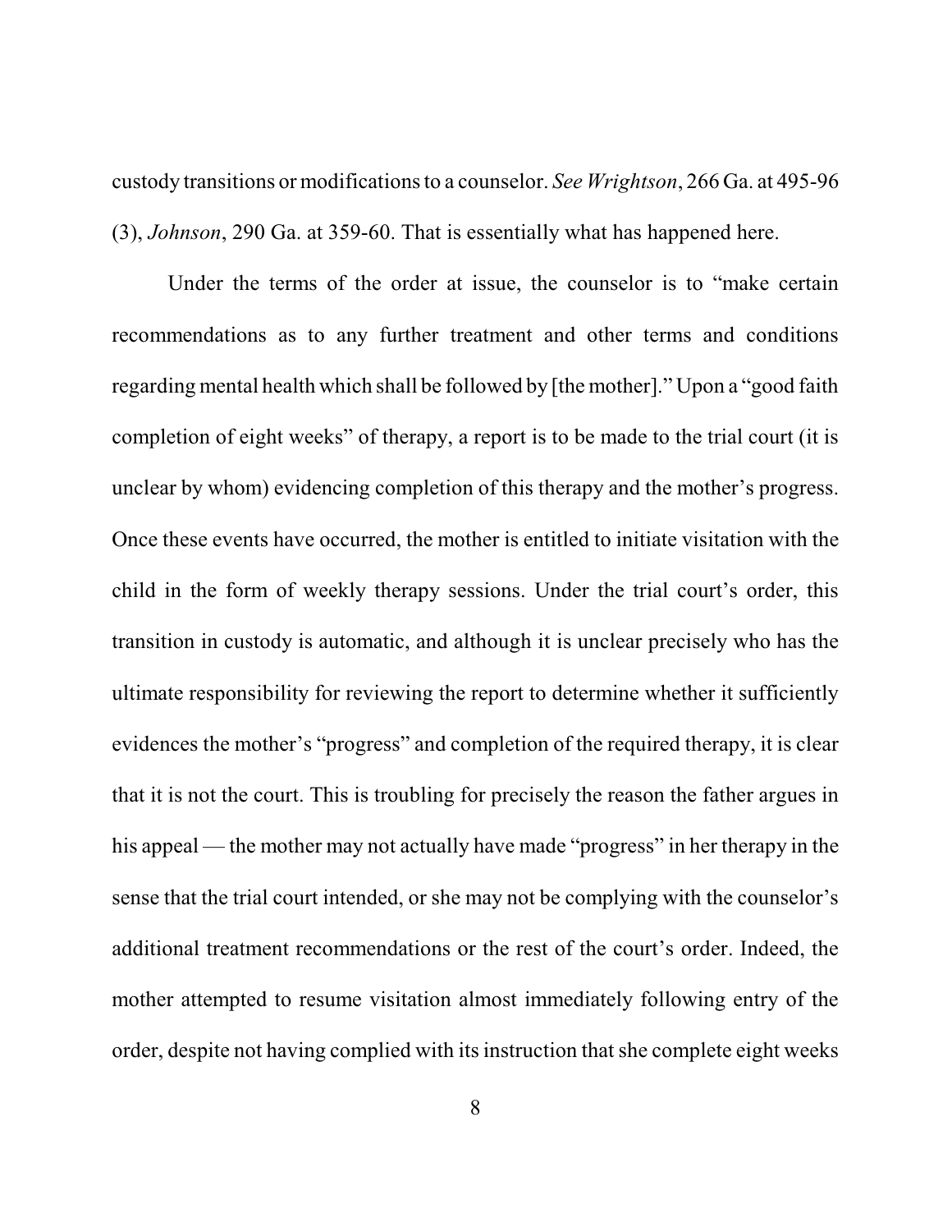custody transitions or modifications to a counselor. *See Wrightson*, 266 Ga. at 495-96 (3), *Johnson*, 290 Ga. at 359-60. That is essentially what has happened here.

Under the terms of the order at issue, the counselor is to "make certain recommendations as to any further treatment and other terms and conditions regarding mental health which shall be followed by [the mother]." Upon a "good faith completion of eight weeks" of therapy, a report is to be made to the trial court (it is unclear by whom) evidencing completion of this therapy and the mother's progress. Once these events have occurred, the mother is entitled to initiate visitation with the child in the form of weekly therapy sessions. Under the trial court's order, this transition in custody is automatic, and although it is unclear precisely who has the ultimate responsibility for reviewing the report to determine whether it sufficiently evidences the mother's "progress" and completion of the required therapy, it is clear that it is not the court. This is troubling for precisely the reason the father argues in his appeal — the mother may not actually have made "progress" in her therapy in the sense that the trial court intended, or she may not be complying with the counselor's additional treatment recommendations or the rest of the court's order. Indeed, the mother attempted to resume visitation almost immediately following entry of the order, despite not having complied with its instruction that she complete eight weeks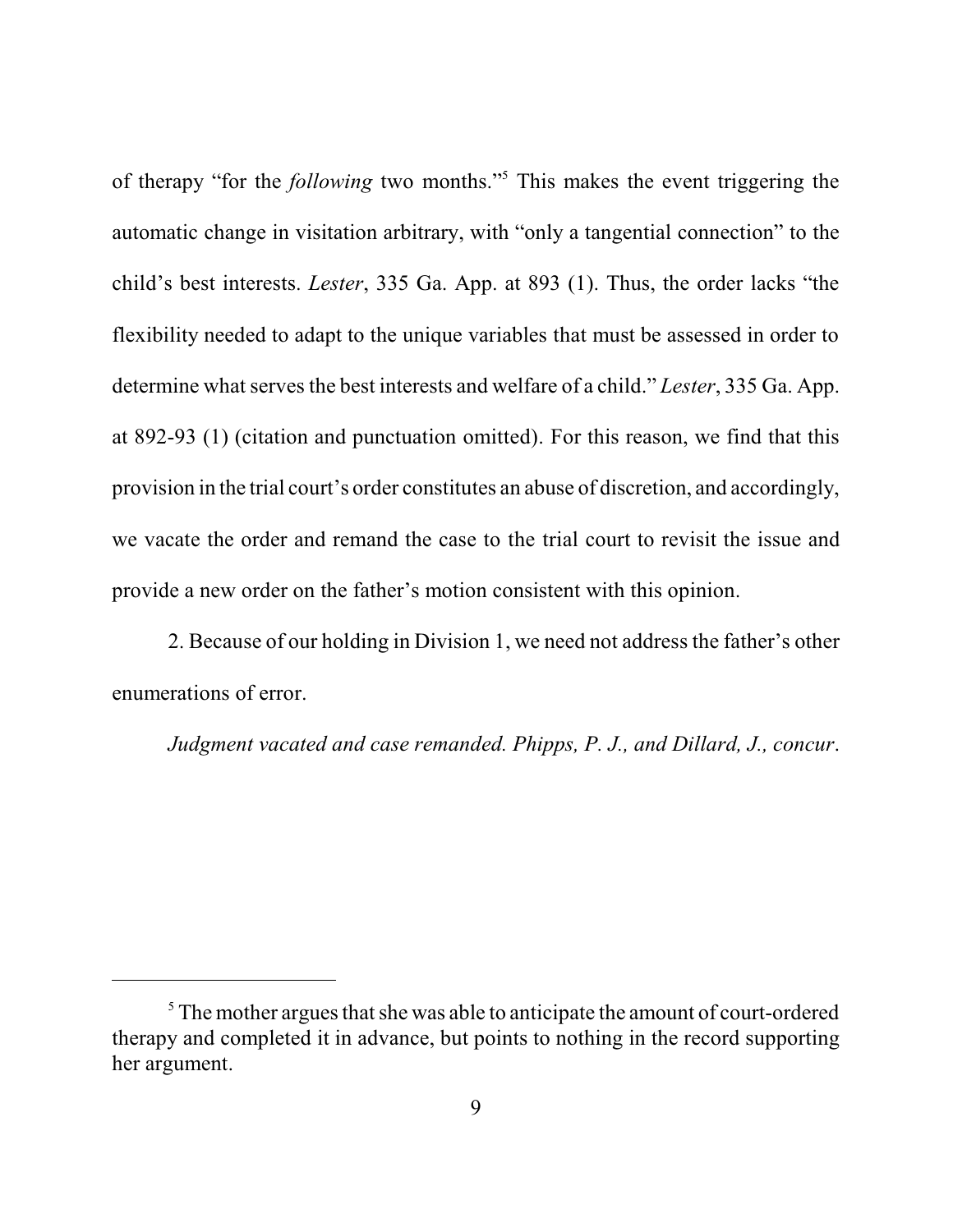of therapy "for the *following* two months."[5] This makes the event triggering the automatic change in visitation arbitrary, with "only a tangential connection" to the child's best interests. *Lester*, 335 Ga. App. at 893 (1). Thus, the order lacks "the flexibility needed to adapt to the unique variables that must be assessed in order to determine what serves the best interests and welfare of a child." *Lester*, 335 Ga. App. at 892-93 (1) (citation and punctuation omitted). For this reason, we find that this provision in the trial court's order constitutes an abuse of discretion, and accordingly, we vacate the order and remand the case to the trial court to revisit the issue and provide a new order on the father's motion consistent with this opinion.

2. Because of our holding in Division 1, we need not address the father's other enumerations of error.

*Judgment vacated and case remanded. Phipps, P. J., and Dillard, J., concur*.

---

[5] The mother argues that she was able to anticipate the amount of court-ordered therapy and completed it in advance, but points to nothing in the record supporting her argument.